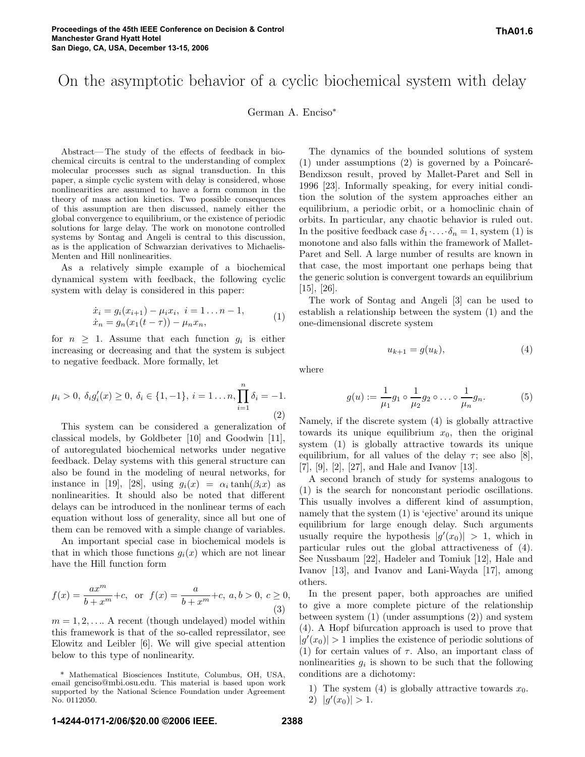# On the asymptotic behavior of a cyclic biochemical system with delay

German A. Enciso*

*Abstract*— The study of the effects of feedback in biochemical circuits is central to the understanding of complex molecular processes such as signal transduction. In this paper, a simple cyclic system with delay is considered, whose nonlinearities are assumed to have a form common in the theory of mass action kinetics. Two possible consequences of this assumption are then discussed, namely either the global convergence to equilibrium, or the existence of periodic solutions for large delay. The work on monotone controlled systems by Sontag and Angeli is central to this discussion, as is the application of Schwarzian derivatives to Michaelis-Menten and Hill nonlinearities.

As a relatively simple example of a biochemical dynamical system with feedback, the following cyclic system with delay is considered in this paper:

$$
\begin{aligned}
\dot{x}_i &= g_i(x_{i+1}) - \mu_i x_i, \ i = 1 \ldots n-1, \\
\dot{x}_n &= g_n(x_1(t-\tau)) - \mu_n x_n,
\end{aligned} \tag{1}
$$

for $n \geq 1$. Assume that each function $g_i$ is either increasing or decreasing and that the system is subject to negative feedback. More formally, let

$$
\mu_i > 0, \ \delta_i g_i'(x) \geq 0, \ \delta_i \in \{1, -1\}, \ i = 1 \ldots n, \ \prod_{i=1}^{n} \delta_i = -1. \tag{2}
$$

This system can be considered a generalization of classical models, by Goldbeter [10] and Goodwin [11], of autoregulated biochemical networks under negative feedback. Delay systems with this general structure can also be found in the modeling of neural networks, for instance in [19], [28], using $g_i(x) = \alpha_i \tanh(\beta_i x)$ as nonlinearities. It should also be noted that different delays can be introduced in the nonlinear terms of each equation without loss of generality, since all but one of them can be removed with a simple change of variables.

An important special case in biochemical models is that in which those functions $g_i(x)$ which are not linear have the Hill function form

$$
f(x) = \frac{ax^m}{b + x^m} + c, \ \text{ or } \ f(x) = \frac{a}{b + x^m} + c, \ a, b > 0, \ c \geq 0, \tag{3}
$$

$m = 1, 2, \ldots$. A recent (though undelayed) model within this framework is that of the so-called repressilator, see Elowitz and Leibler [6]. We will give special attention below to this type of nonlinearity.

The dynamics of the bounded solutions of system (1) under assumptions (2) is governed by a Poincaré-Bendixson result, proved by Mallet-Paret and Sell in 1996 [23]. Informally speaking, for every initial condition the solution of the system approaches either an equilibrium, a periodic orbit, or a homoclinic chain of orbits. In particular, any chaotic behavior is ruled out. In the positive feedback case $\delta_1 \cdot \ldots \cdot \delta_n = 1$, system (1) is monotone and also falls within the framework of Mallet-Paret and Sell. A large number of results are known in that case, the most important one perhaps being that the generic solution is convergent towards an equilibrium [15], [26].

The work of Sontag and Angeli [3] can be used to establish a relationship between the system (1) and the one-dimensional discrete system

$$
u_{k+1} = g(u_k), \tag{4}
$$

where

$$
g(u) := \frac{1}{\mu_1} g_1 \circ \frac{1}{\mu_2} g_2 \circ \ldots \circ \frac{1}{\mu_n} g_n. \tag{5}
$$

Namely, if the discrete system (4) is globally attractive towards its unique equilibrium $x_0$, then the original system (1) is globally attractive towards its unique equilibrium, for all values of the delay $\tau$; see also [8], [7], [9], [2], [27], and Hale and Ivanov [13].

A second branch of study for systems analogous to (1) is the search for nonconstant periodic oscillations. This usually involves a different kind of assumption, namely that the system (1) is 'ejective' around its unique equilibrium for large enough delay. Such arguments usually require the hypothesis $|g'(x_0)| > 1$, which in particular rules out the global attractiveness of (4). See Nussbaum [22], Hadeler and Tomiuk [12], Hale and Ivanov [13], and Ivanov and Lani-Wayda [17], among others.

In the present paper, both approaches are unified to give a more complete picture of the relationship between system (1) (under assumptions (2)) and system (4). A Hopf bifurcation approach is used to prove that $|g'(x_0)| > 1$ implies the existence of periodic solutions of (1) for certain values of $\tau$. Also, an important class of nonlinearities $g_i$ is shown to be such that the following conditions are a dichotomy:

1) The system (4) is globally attractive towards $x_0$.
2) $|g'(x_0)| > 1$.

* Mathematical Biosciences Institute, Columbus, OH, USA, email genciso@mbi.osu.edu. This material is based upon work supported by the National Science Foundation under Agreement No. 0112050.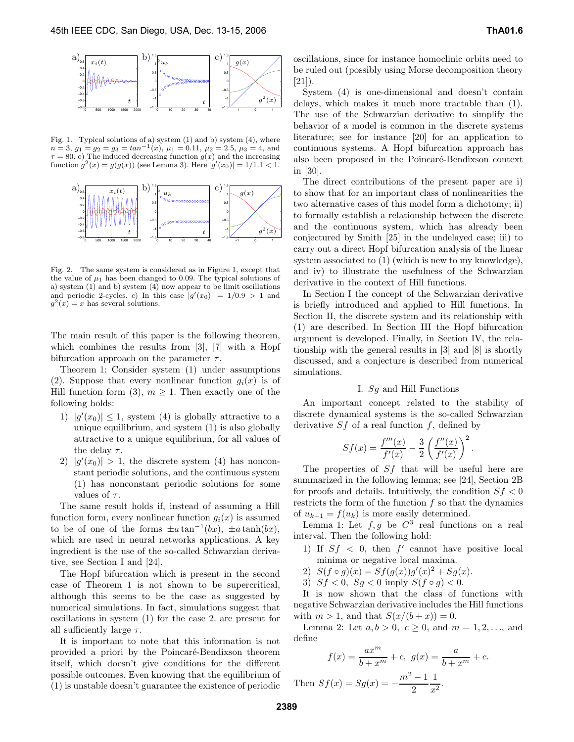Fig. 1. Typical solutions of a) system (1) and b) system (4), where $n = 3$, $g_1 = g_2 = g_3 = tan^{-1}(x)$, $\mu_1 = 0.11$, $\mu_2 = 2.5$, $\mu_3 = 4$, and $\tau = 80$. c) The induced decreasing function $g(x)$ and the increasing function $g^2(x) = g(g(x))$ (see Lemma 3). Here $|g'(x_0)| = 1/1.1 < 1$.

Fig. 2. The same system is considered as in Figure 1, except that the value of $\mu_1$ has been changed to 0.09. The typical solutions of a) system (1) and b) system (4) now appear to be limit oscillations and periodic 2-cycles. c) In this case $|g'(x_0)| = 1/0.9 > 1$ and $g^2(x) = x$ has several solutions.

The main result of this paper is the following theorem, which combines the results from [3], [7] with a Hopf bifurcation approach on the parameter $\tau$.

Theorem 1: Consider system (1) under assumptions (2). Suppose that every nonlinear function $g_i(x)$ is of Hill function form (3), $m \geq 1$. Then exactly one of the following holds:

1) $|g'(x_0)| \leq 1$, system (4) is globally attractive to a unique equilibrium, and system (1) is also globally attractive to a unique equilibrium, for all values of the delay $\tau$.
2) $|g'(x_0)| > 1$, the discrete system (4) has nonconstant periodic solutions, and the continuous system (1) has nonconstant periodic solutions for some values of $\tau$.

The same result holds if, instead of assuming a Hill function form, every nonlinear function $g_i(x)$ is assumed to be of one of the forms $\pm a \tan^{-1}(bx)$, $\pm a \tanh(bx)$, which are used in neural networks applications. A key ingredient is the use of the so-called Schwarzian derivative, see Section I and [24].

The Hopf bifurcation which is present in the second case of Theorem 1 is not shown to be supercritical, although this seems to be the case as suggested by numerical simulations. In fact, simulations suggest that oscillations in system (1) for the case 2. are present for all sufficiently large $\tau$.

It is important to note that this information is not provided a priori by the Poincaré-Bendixson theorem itself, which doesn't give conditions for the different possible outcomes. Even knowing that the equilibrium of (1) is unstable doesn't guarantee the existence of periodic oscillations, since for instance homoclinic orbits need to be ruled out (possibly using Morse decomposition theory [21]).

System (4) is one-dimensional and doesn't contain delays, which makes it much more tractable than (1). The use of the Schwarzian derivative to simplify the behavior of a model is common in the discrete systems literature; see for instance [20] for an application to continuous systems. A Hopf bifurcation approach has also been proposed in the Poincaré-Bendixson context in [30].

The direct contributions of the present paper are i) to show that for an important class of nonlinearities the two alternative cases of this model form a dichotomy; ii) to formally establish a relationship between the discrete and the continuous system, which has already been conjectured by Smith [25] in the undelayed case; iii) to carry out a direct Hopf bifurcation analysis of the linear system associated to (1) (which is new to my knowledge), and iv) to illustrate the usefulness of the Schwarzian derivative in the context of Hill functions.

In Section I the concept of the Schwarzian derivative is briefly introduced and applied to Hill functions. In Section II, the discrete system and its relationship with (1) are described. In Section III the Hopf bifurcation argument is developed. Finally, in Section IV, the relationship with the general results in [3] and [8] is shortly discussed, and a conjecture is described from numerical simulations.

## I. $Sg$ and Hill Functions

An important concept related to the stability of discrete dynamical systems is the so-called Schwarzian derivative $Sf$ of a real function $f$, defined by

$$Sf(x) = \frac{f'''(x)}{f'(x)} - \frac{3}{2}\left(\frac{f''(x)}{f'(x)}\right)^2.$$

The properties of $Sf$ that will be useful here are summarized in the following lemma; see [24], Section 2B for proofs and details. Intuitively, the condition $Sf < 0$ restricts the form of the function $f$ so that the dynamics of $u_{k+1} = f(u_k)$ is more easily determined.

Lemma 1: Let $f, g$ be $C^3$ real functions on a real interval. Then the following hold:

1) If $Sf < 0$, then $f'$ cannot have positive local minima or negative local maxima.
2) $S(f \circ g)(x) = Sf(g(x))g'(x)^2 + Sg(x)$.
3) $Sf < 0$, $Sg < 0$ imply $S(f \circ g) < 0$.

It is now shown that the class of functions with negative Schwarzian derivative includes the Hill functions with $m > 1$, and that $S(x/(b + x)) = 0$.

Lemma 2: Let $a, b > 0$, $c \geq 0$, and $m = 1, 2, \ldots$, and define

$$f(x) = \frac{ax^m}{b + x^m} + c, \;\; g(x) = \frac{a}{b + x^m} + c.$$

Then $Sf(x) = Sg(x) = -\dfrac{m^2 - 1}{2}\dfrac{1}{x^2}$.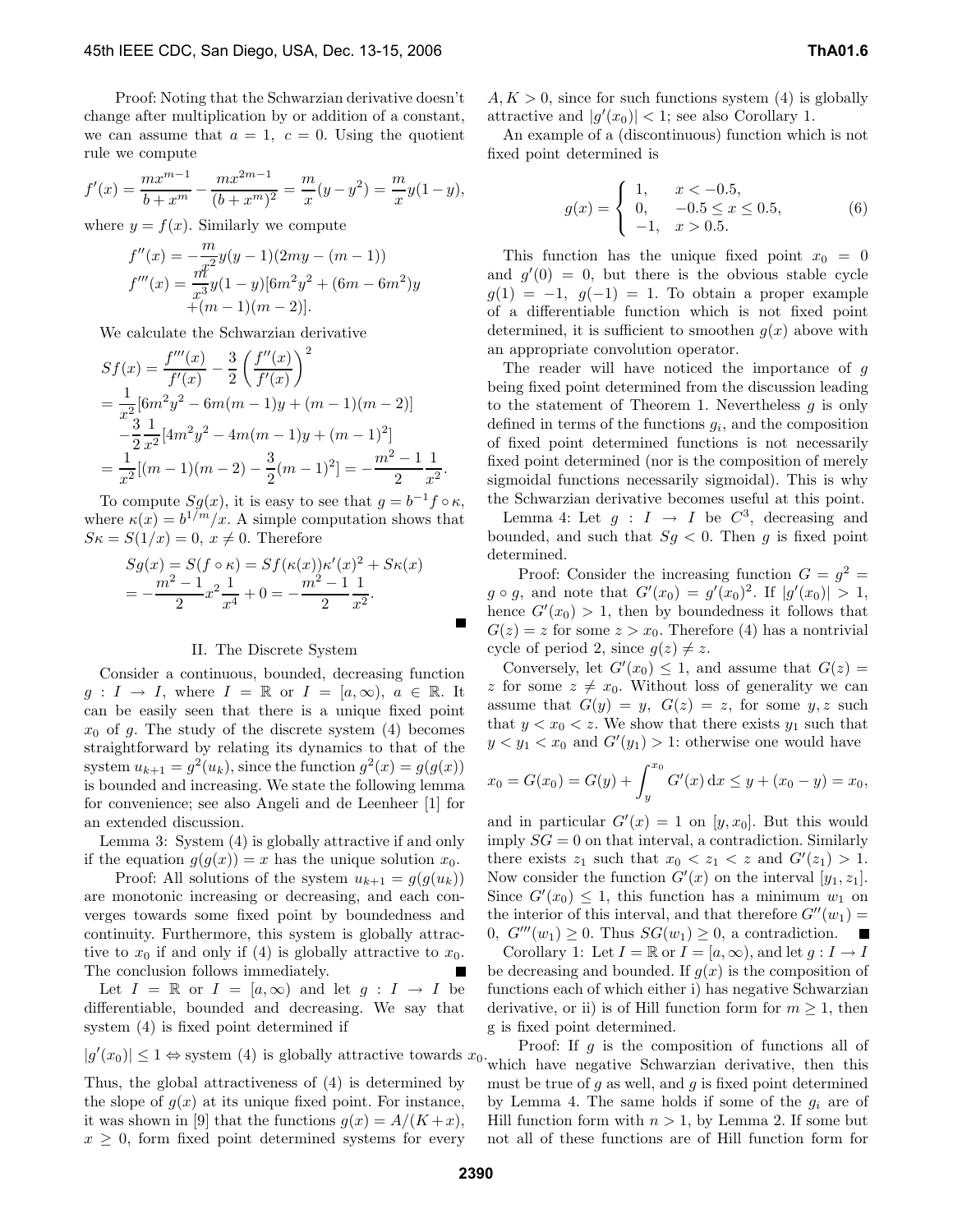Proof: Noting that the Schwarzian derivative doesn't change after multiplication by or addition of a constant, we can assume that $a = 1,\ c = 0$. Using the quotient rule we compute

$$f'(x) = \frac{mx^{m-1}}{b + x^m} - \frac{mx^{2m-1}}{(b + x^m)^2} = \frac{m}{x}(y - y^2) = \frac{m}{x}y(1 - y),$$

where $y = f(x)$. Similarly we compute

$$f''(x) = -\frac{m}{x^2}y(y-1)(2my - (m-1))$$
$$f'''(x) = \frac{m}{x^3}y(1-y)[6m^2y^2 + (6m - 6m^2)y + (m-1)(m-2)].$$

We calculate the Schwarzian derivative

$$\begin{aligned} Sf(x) &= \frac{f'''(x)}{f'(x)} - \frac{3}{2}\left(\frac{f''(x)}{f'(x)}\right)^2 \\ &= \frac{1}{x^2}[6m^2y^2 - 6m(m-1)y + (m-1)(m-2)] \\ &\quad - \frac{3}{2}\frac{1}{x^2}[4m^2y^2 - 4m(m-1)y + (m-1)^2] \\ &= \frac{1}{x^2}[(m-1)(m-2) - \frac{3}{2}(m-1)^2] = -\frac{m^2-1}{2}\frac{1}{x^2}. \end{aligned}$$

To compute $Sg(x)$, it is easy to see that $g = b^{-1}f \circ \kappa$, where $\kappa(x) = b^{1/m}/x$. A simple computation shows that $S\kappa = S(1/x) = 0,\ x \neq 0$. Therefore

$$\begin{aligned} Sg(x) &= S(f \circ \kappa) = Sf(\kappa(x))\kappa'(x)^2 + S\kappa(x) \\ &= -\frac{m^2-1}{2}x^2\frac{1}{x^4} + 0 = -\frac{m^2-1}{2}\frac{1}{x^2}. \end{aligned}$$

■

## II. The Discrete System

Consider a continuous, bounded, decreasing function $g : I \to I$, where $I = \mathbb{R}$ or $I = [a, \infty)$, $a \in \mathbb{R}$. It can be easily seen that there is a unique fixed point $x_0$ of $g$. The study of the discrete system (4) becomes straightforward by relating its dynamics to that of the system $u_{k+1} = g^2(u_k)$, since the function $g^2(x) = g(g(x))$ is bounded and increasing. We state the following lemma for convenience; see also Angeli and de Leenheer [1] for an extended discussion.

Lemma 3: System (4) is globally attractive if and only if the equation $g(g(x)) = x$ has the unique solution $x_0$.

Proof: All solutions of the system $u_{k+1} = g(g(u_k))$ are monotonic increasing or decreasing, and each converges towards some fixed point by boundedness and continuity. Furthermore, this system is globally attractive to $x_0$ if and only if (4) is globally attractive to $x_0$. The conclusion follows immediately. ■

Let $I = \mathbb{R}$ or $I = [a, \infty)$ and let $g : I \to I$ be differentiable, bounded and decreasing. We say that system (4) is fixed point determined if

$$|g'(x_0)| \leq 1 \Leftrightarrow \text{system (4) is globally attractive towards } x_0.$$

Thus, the global attractiveness of (4) is determined by the slope of $g(x)$ at its unique fixed point. For instance, it was shown in [9] that the functions $g(x) = A/(K + x)$, $x \geq 0$, form fixed point determined systems for every $A, K > 0$, since for such functions system (4) is globally attractive and $|g'(x_0)| < 1$; see also Corollary 1.

An example of a (discontinuous) function which is not fixed point determined is

$$g(x) = \begin{cases} 1, & x < -0.5, \\ 0, & -0.5 \leq x \leq 0.5, \\ -1, & x > 0.5. \end{cases} \tag{6}$$

This function has the unique fixed point $x_0 = 0$ and $g'(0) = 0$, but there is the obvious stable cycle $g(1) = -1,\ g(-1) = 1$. To obtain a proper example of a differentiable function which is not fixed point determined, it is sufficient to smoothen $g(x)$ above with an appropriate convolution operator.

The reader will have noticed the importance of $g$ being fixed point determined from the discussion leading to the statement of Theorem 1. Nevertheless $g$ is only defined in terms of the functions $g_i$, and the composition of fixed point determined functions is not necessarily fixed point determined (nor is the composition of merely sigmoidal functions necessarily sigmoidal). This is why the Schwarzian derivative becomes useful at this point.

Lemma 4: Let $g : I \to I$ be $C^3$, decreasing and bounded, and such that $Sg < 0$. Then $g$ is fixed point determined.

Proof: Consider the increasing function $G = g^2 = g \circ g$, and note that $G'(x_0) = g'(x_0)^2$. If $|g'(x_0)| > 1$, hence $G'(x_0) > 1$, then by boundedness it follows that $G(z) = z$ for some $z > x_0$. Therefore (4) has a nontrivial cycle of period 2, since $g(z) \neq z$.

Conversely, let $G'(x_0) \leq 1$, and assume that $G(z) = z$ for some $z \neq x_0$. Without loss of generality we can assume that $G(y) = y,\ G(z) = z$, for some $y, z$ such that $y < x_0 < z$. We show that there exists $y_1$ such that $y < y_1 < x_0$ and $G'(y_1) > 1$: otherwise one would have

$$x_0 = G(x_0) = G(y) + \int_y^{x_0} G'(x)\,\mathrm{d}x \leq y + (x_0 - y) = x_0,$$

and in particular $G'(x) = 1$ on $[y, x_0]$. But this would imply $SG = 0$ on that interval, a contradiction. Similarly there exists $z_1$ such that $x_0 < z_1 < z$ and $G'(z_1) > 1$. Now consider the function $G'(x)$ on the interval $[y_1, z_1]$. Since $G'(x_0) \leq 1$, this function has a minimum $w_1$ on the interior of this interval, and that therefore $G''(w_1) = 0,\ G'''(w_1) \geq 0$. Thus $SG(w_1) \geq 0$, a contradiction. ■

Corollary 1: Let $I = \mathbb{R}$ or $I = [a, \infty)$, and let $g : I \to I$ be decreasing and bounded. If $g(x)$ is the composition of functions each of which either i) has negative Schwarzian derivative, or ii) is of Hill function form for $m \geq 1$, then g is fixed point determined.

Proof: If $g$ is the composition of functions all of which have negative Schwarzian derivative, then this must be true of $g$ as well, and $g$ is fixed point determined by Lemma 4. The same holds if some of the $g_i$ are of Hill function form with $n > 1$, by Lemma 2. If some but not all of these functions are of Hill function form for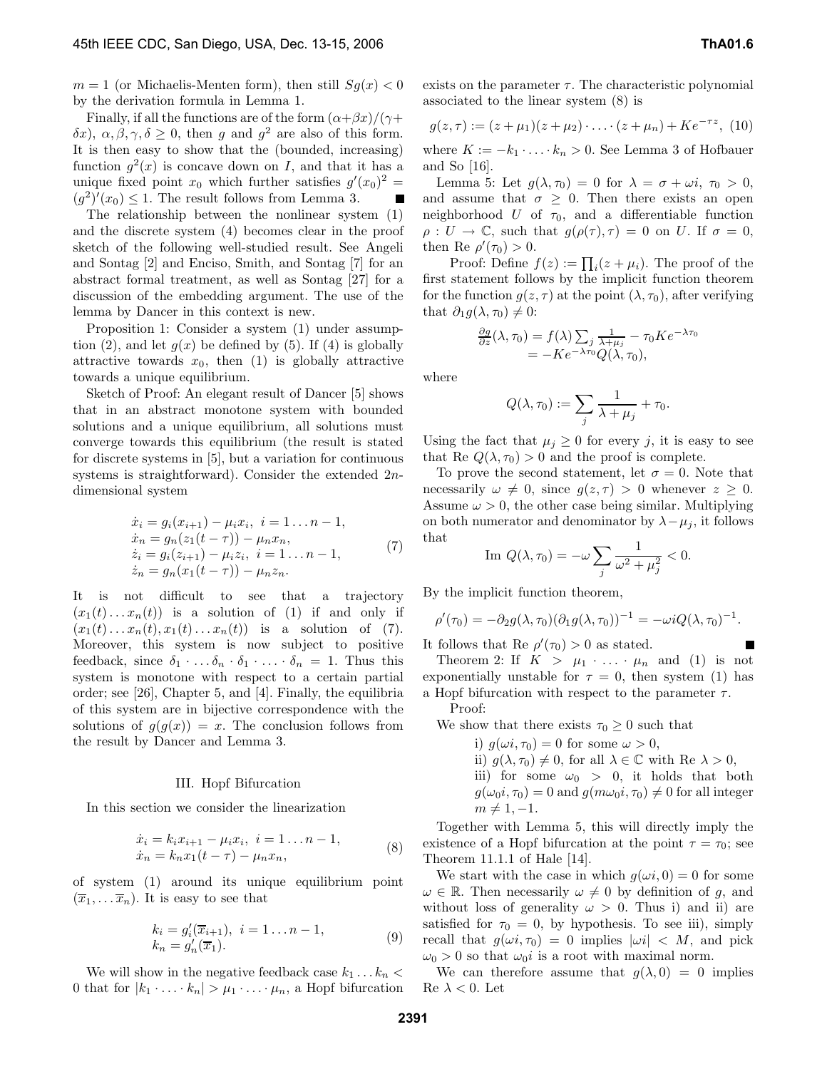$m = 1$ (or Michaelis-Menten form), then still $Sg(x) < 0$ by the derivation formula in Lemma 1.

Finally, if all the functions are of the form $(\alpha+\beta x)/(\gamma+\delta x)$, $\alpha, \beta, \gamma, \delta \geq 0$, then $g$ and $g^2$ are also of this form. It is then easy to show that the (bounded, increasing) function $g^2(x)$ is concave down on $I$, and that it has a unique fixed point $x_0$ which further satisfies $g'(x_0)^2 = (g^2)'(x_0) \leq 1$. The result follows from Lemma 3. ∎

The relationship between the nonlinear system (1) and the discrete system (4) becomes clear in the proof sketch of the following well-studied result. See Angeli and Sontag [2] and Enciso, Smith, and Sontag [7] for an abstract formal treatment, as well as Sontag [27] for a discussion of the embedding argument. The use of the lemma by Dancer in this context is new.

Proposition 1: Consider a system (1) under assumption (2), and let $g(x)$ be defined by (5). If (4) is globally attractive towards $x_0$, then (1) is globally attractive towards a unique equilibrium.

Sketch of Proof: An elegant result of Dancer [5] shows that in an abstract monotone system with bounded solutions and a unique equilibrium, all solutions must converge towards this equilibrium (the result is stated for discrete systems in [5], but a variation for continuous systems is straightforward). Consider the extended $2n$-dimensional system

$$
\begin{aligned}
\dot{x}_i &= g_i(x_{i+1}) - \mu_i x_i,\ i = 1 \ldots n-1,\\
\dot{x}_n &= g_n(z_1(t-\tau)) - \mu_n x_n,\\
\dot{z}_i &= g_i(z_{i+1}) - \mu_i z_i,\ i = 1 \ldots n-1,\\
\dot{z}_n &= g_n(x_1(t-\tau)) - \mu_n z_n.
\end{aligned}
\tag{7}
$$

It is not difficult to see that a trajectory $(x_1(t) \ldots x_n(t))$ is a solution of (1) if and only if $(x_1(t) \ldots x_n(t), x_1(t) \ldots x_n(t))$ is a solution of (7). Moreover, this system is now subject to positive feedback, since $\delta_1 \cdot \ldots \delta_n \cdot \delta_1 \cdot \ldots \cdot \delta_n = 1$. Thus this system is monotone with respect to a certain partial order; see [26], Chapter 5, and [4]. Finally, the equilibria of this system are in bijective correspondence with the solutions of $g(g(x)) = x$. The conclusion follows from the result by Dancer and Lemma 3.

## III. Hopf Bifurcation

In this section we consider the linearization

$$
\begin{aligned}
\dot{x}_i &= k_i x_{i+1} - \mu_i x_i,\ i = 1 \ldots n-1,\\
\dot{x}_n &= k_n x_1(t-\tau) - \mu_n x_n,
\end{aligned}
\tag{8}
$$

of system (1) around its unique equilibrium point $(\overline{x}_1, \ldots \overline{x}_n)$. It is easy to see that

$$
\begin{aligned}
k_i &= g_i'(\overline{x}_{i+1}),\ i = 1 \ldots n-1,\\
k_n &= g_n'(\overline{x}_1).
\end{aligned}
\tag{9}
$$

We will show in the negative feedback case $k_1 \ldots k_n < 0$ that for $|k_1 \cdot \ldots \cdot k_n| > \mu_1 \cdot \ldots \cdot \mu_n$, a Hopf bifurcation exists on the parameter $\tau$. The characteristic polynomial associated to the linear system (8) is

$$
g(z,\tau) := (z+\mu_1)(z+\mu_2)\cdot \ldots \cdot (z+\mu_n) + Ke^{-\tau z}, \tag{10}
$$

where $K := -k_1 \cdot \ldots \cdot k_n > 0$. See Lemma 3 of Hofbauer and So [16].

Lemma 5: Let $g(\lambda, \tau_0) = 0$ for $\lambda = \sigma + \omega i$, $\tau_0 > 0$, and assume that $\sigma \geq 0$. Then there exists an open neighborhood $U$ of $\tau_0$, and a differentiable function $\rho : U \to \mathbb{C}$, such that $g(\rho(\tau), \tau) = 0$ on $U$. If $\sigma = 0$, then Re $\rho'(\tau_0) > 0$.

Proof: Define $f(z) := \prod_i (z + \mu_i)$. The proof of the first statement follows by the implicit function theorem for the function $g(z, \tau)$ at the point $(\lambda, \tau_0)$, after verifying that $\partial_1 g(\lambda, \tau_0) \neq 0$:

$$
\begin{aligned}
\tfrac{\partial g}{\partial z}(\lambda, \tau_0) &= f(\lambda) \textstyle\sum_j \frac{1}{\lambda+\mu_j} - \tau_0 K e^{-\lambda \tau_0}\\
&= -Ke^{-\lambda\tau_0} Q(\lambda, \tau_0),
\end{aligned}
$$

where

$$
Q(\lambda, \tau_0) := \sum_j \frac{1}{\lambda + \mu_j} + \tau_0.
$$

Using the fact that $\mu_j \geq 0$ for every $j$, it is easy to see that Re $Q(\lambda, \tau_0) > 0$ and the proof is complete.

To prove the second statement, let $\sigma = 0$. Note that necessarily $\omega \neq 0$, since $g(z, \tau) > 0$ whenever $z \geq 0$. Assume $\omega > 0$, the other case being similar. Multiplying on both numerator and denominator by $\lambda - \mu_j$, it follows that

$$
\text{Im } Q(\lambda, \tau_0) = -\omega \sum_j \frac{1}{\omega^2 + \mu_j^2} < 0.
$$

By the implicit function theorem,

$$
\rho'(\tau_0) = -\partial_2 g(\lambda, \tau_0)(\partial_1 g(\lambda, \tau_0))^{-1} = -\omega i Q(\lambda, \tau_0)^{-1}.
$$

It follows that Re $\rho'(\tau_0) > 0$ as stated. ∎

Theorem 2: If $K > \mu_1 \cdot \ldots \cdot \mu_n$ and (1) is not exponentially unstable for $\tau = 0$, then system (1) has a Hopf bifurcation with respect to the parameter $\tau$.

Proof:

We show that there exists $\tau_0 \geq 0$ such that

i) $g(\omega i, \tau_0) = 0$ for some $\omega > 0$,

ii) $g(\lambda, \tau_0) \neq 0$, for all $\lambda \in \mathbb{C}$ with Re $\lambda > 0$,

iii) for some $\omega_0 > 0$, it holds that both $g(\omega_0 i, \tau_0) = 0$ and $g(m\omega_0 i, \tau_0) \neq 0$ for all integer $m \neq 1, -1$.

Together with Lemma 5, this will directly imply the existence of a Hopf bifurcation at the point $\tau = \tau_0$; see Theorem 11.1.1 of Hale [14].

We start with the case in which $g(\omega i, 0) = 0$ for some $\omega \in \mathbb{R}$. Then necessarily $\omega \neq 0$ by definition of $g$, and without loss of generality $\omega > 0$. Thus i) and ii) are satisfied for $\tau_0 = 0$, by hypothesis. To see iii), simply recall that $g(\omega i, \tau_0) = 0$ implies $|\omega i| < M$, and pick $\omega_0 > 0$ so that $\omega_0 i$ is a root with maximal norm.

We can therefore assume that $g(\lambda, 0) = 0$ implies Re $\lambda < 0$. Let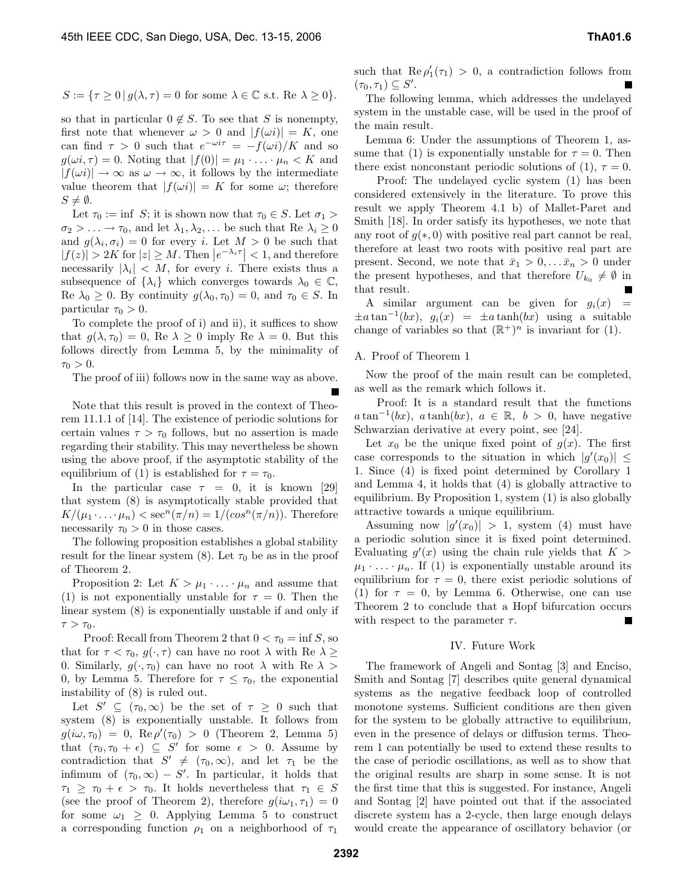$$S := \{\tau \geq 0 \,|\, g(\lambda, \tau) = 0 \text{ for some } \lambda \in \mathbb{C} \text{ s.t. Re } \lambda \geq 0\}.$$

so that in particular $0 \notin S$. To see that $S$ is nonempty, first note that whenever $\omega > 0$ and $|f(\omega i)| = K$, one can find $\tau > 0$ such that $e^{-\omega i \tau} = -f(\omega i)/K$ and so $g(\omega i, \tau) = 0$. Noting that $|f(0)| = \mu_1 \cdot \ldots \cdot \mu_n < K$ and $|f(\omega i)| \to \infty$ as $\omega \to \infty$, it follows by the intermediate value theorem that $|f(\omega i)| = K$ for some $\omega$; therefore $S \neq \emptyset$.

Let $\tau_0 := \inf\, S$; it is shown now that $\tau_0 \in S$. Let $\sigma_1 > \sigma_2 > \ldots \to \tau_0$, and let $\lambda_1, \lambda_2, \ldots$ be such that Re $\lambda_i \geq 0$ and $g(\lambda_i, \sigma_i) = 0$ for every $i$. Let $M > 0$ be such that $|f(z)| > 2K$ for $|z| \geq M$. Then $\left|e^{-\lambda_i \tau}\right| < 1$, and therefore necessarily $|\lambda_i| < M$, for every $i$. There exists thus a subsequence of $\{\lambda_i\}$ which converges towards $\lambda_0 \in \mathbb{C}$, Re $\lambda_0 \geq 0$. By continuity $g(\lambda_0, \tau_0) = 0$, and $\tau_0 \in S$. In particular $\tau_0 > 0$.

To complete the proof of i) and ii), it suffices to show that $g(\lambda, \tau_0) = 0$, Re $\lambda \geq 0$ imply Re $\lambda = 0$. But this follows directly from Lemma 5, by the minimality of $\tau_0 > 0$.

The proof of iii) follows now in the same way as above. ■

Note that this result is proved in the context of Theorem 11.1.1 of [14]. The existence of periodic solutions for certain values $\tau > \tau_0$ follows, but no assertion is made regarding their stability. This may nevertheless be shown using the above proof, if the asymptotic stability of the equilibrium of (1) is established for $\tau = \tau_0$.

In the particular case $\tau = 0$, it is known [29] that system (8) is asymptotically stable provided that $K/(\mu_1 \cdot \ldots \cdot \mu_n) < \sec^n(\pi/n) = 1/(cos^n(\pi/n))$. Therefore necessarily $\tau_0 > 0$ in those cases.

The following proposition establishes a global stability result for the linear system (8). Let $\tau_0$ be as in the proof of Theorem 2.

Proposition 2: Let $K > \mu_1 \cdot \ldots \cdot \mu_n$ and assume that (1) is not exponentially unstable for $\tau = 0$. Then the linear system (8) is exponentially unstable if and only if $\tau > \tau_0$.

*Proof:* Recall from Theorem 2 that $0 < \tau_0 = \inf S$, so that for $\tau < \tau_0$, $g(\cdot, \tau)$ can have no root $\lambda$ with Re $\lambda \geq 0$. Similarly, $g(\cdot, \tau_0)$ can have no root $\lambda$ with Re $\lambda > 0$, by Lemma 5. Therefore for $\tau \leq \tau_0$, the exponential instability of (8) is ruled out.

Let $S' \subseteq (\tau_0, \infty)$ be the set of $\tau \geq 0$ such that system (8) is exponentially unstable. It follows from $g(i\omega, \tau_0) = 0$, Re $\rho'(\tau_0) > 0$ (Theorem 2, Lemma 5) that $(\tau_0, \tau_0 + \epsilon) \subseteq S'$ for some $\epsilon > 0$. Assume by contradiction that $S' \neq (\tau_0, \infty)$, and let $\tau_1$ be the infimum of $(\tau_0, \infty) - S'$. In particular, it holds that $\tau_1 \geq \tau_0 + \epsilon > \tau_0$. It holds nevertheless that $\tau_1 \in S$ (see the proof of Theorem 2), therefore $g(i\omega_1, \tau_1) = 0$ for some $\omega_1 \geq 0$. Applying Lemma 5 to construct a corresponding function $\rho_1$ on a neighborhood of $\tau_1$ such that Re $\rho_1'(\tau_1) > 0$, a contradiction follows from $(\tau_0, \tau_1) \subseteq S'$. ■

The following lemma, which addresses the undelayed system in the unstable case, will be used in the proof of the main result.

Lemma 6: Under the assumptions of Theorem 1, assume that (1) is exponentially unstable for $\tau = 0$. Then there exist nonconstant periodic solutions of (1), $\tau = 0$.

*Proof:* The undelayed cyclic system (1) has been considered extensively in the literature. To prove this result we apply Theorem 4.1 b) of Mallet-Paret and Smith [18]. In order satisfy its hypotheses, we note that any root of $g(*, 0)$ with positive real part cannot be real, therefore at least two roots with positive real part are present. Second, we note that $\bar{x}_1 > 0, \ldots \bar{x}_n > 0$ under the present hypotheses, and that therefore $U_{k_0} \neq \emptyset$ in that result. ■

A similar argument can be given for $g_i(x) = \pm a \tan^{-1}(bx)$, $g_i(x) = \pm a \tanh(bx)$ using a suitable change of variables so that $(\mathbb{R}^+)^n$ is invariant for (1).

### A. Proof of Theorem 1

Now the proof of the main result can be completed, as well as the remark which follows it.

*Proof:* It is a standard result that the functions $a \tan^{-1}(bx)$, $a \tanh(bx)$, $a \in \mathbb{R}$, $b > 0$, have negative Schwarzian derivative at every point, see [24].

Let $x_0$ be the unique fixed point of $g(x)$. The first case corresponds to the situation in which $|g'(x_0)| \leq 1$. Since (4) is fixed point determined by Corollary 1 and Lemma 4, it holds that (4) is globally attractive to equilibrium. By Proposition 1, system (1) is also globally attractive towards a unique equilibrium.

Assuming now $|g'(x_0)| > 1$, system (4) must have a periodic solution since it is fixed point determined. Evaluating $g'(x)$ using the chain rule yields that $K > \mu_1 \cdot \ldots \cdot \mu_n$. If (1) is exponentially unstable around its equilibrium for $\tau = 0$, there exist periodic solutions of (1) for $\tau = 0$, by Lemma 6. Otherwise, one can use Theorem 2 to conclude that a Hopf bifurcation occurs with respect to the parameter $\tau$. ■

## IV. Future Work

The framework of Angeli and Sontag [3] and Enciso, Smith and Sontag [7] describes quite general dynamical systems as the negative feedback loop of controlled monotone systems. Sufficient conditions are then given for the system to be globally attractive to equilibrium, even in the presence of delays or diffusion terms. Theorem 1 can potentially be used to extend these results to the case of periodic oscillations, as well as to show that the original results are sharp in some sense. It is not the first time that this is suggested. For instance, Angeli and Sontag [2] have pointed out that if the associated discrete system has a 2-cycle, then large enough delays would create the appearance of oscillatory behavior (or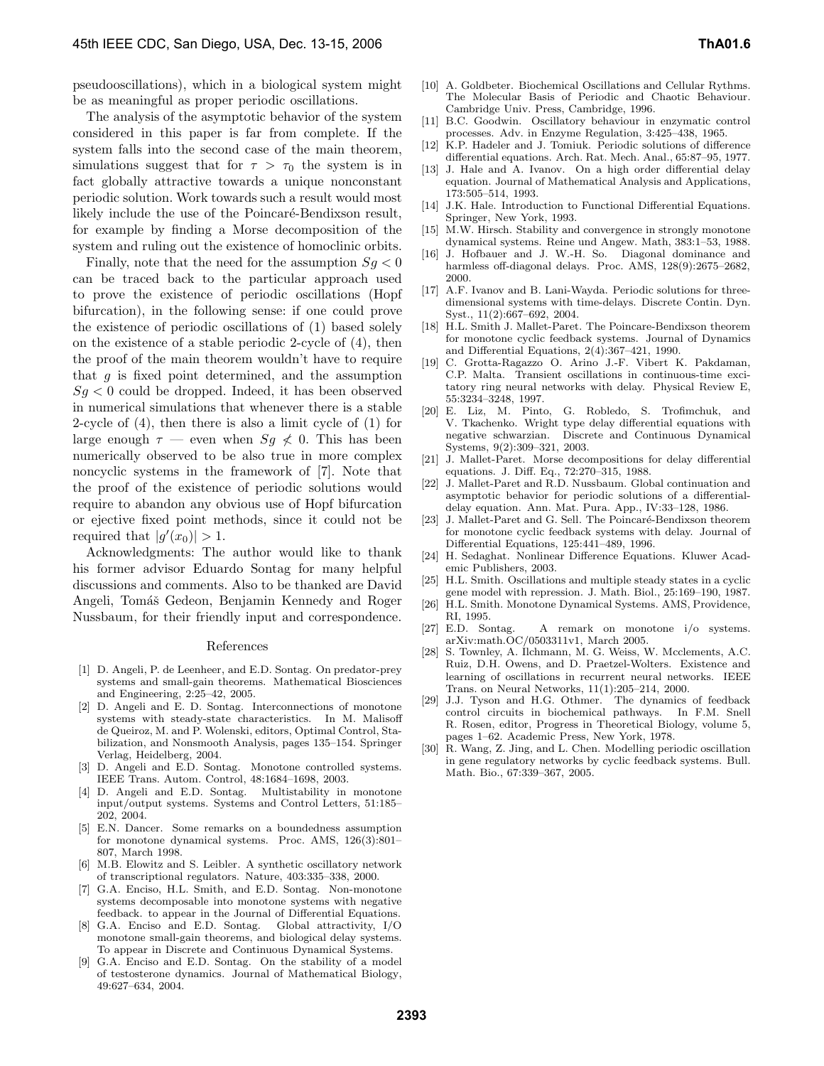pseudooscillations), which in a biological system might be as meaningful as proper periodic oscillations.

The analysis of the asymptotic behavior of the system considered in this paper is far from complete. If the system falls into the second case of the main theorem, simulations suggest that for $\tau > \tau_0$ the system is in fact globally attractive towards a unique nonconstant periodic solution. Work towards such a result would most likely include the use of the Poincaré-Bendixson result, for example by finding a Morse decomposition of the system and ruling out the existence of homoclinic orbits.

Finally, note that the need for the assumption $Sg < 0$ can be traced back to the particular approach used to prove the existence of periodic oscillations (Hopf bifurcation), in the following sense: if one could prove the existence of periodic oscillations of (1) based solely on the existence of a stable periodic 2-cycle of (4), then the proof of the main theorem wouldn't have to require that $g$ is fixed point determined, and the assumption $Sg < 0$ could be dropped. Indeed, it has been observed in numerical simulations that whenever there is a stable 2-cycle of (4), then there is also a limit cycle of (1) for large enough $\tau$ — even when $Sg \not< 0$. This has been numerically observed to be also true in more complex noncyclic systems in the framework of [7]. Note that the proof of the existence of periodic solutions would require to abandon any obvious use of Hopf bifurcation or ejective fixed point methods, since it could not be required that $|g'(x_0)| > 1$.

Acknowledgments: The author would like to thank his former advisor Eduardo Sontag for many helpful discussions and comments. Also to be thanked are David Angeli, Tomáš Gedeon, Benjamin Kennedy and Roger Nussbaum, for their friendly input and correspondence.

## References

[1] D. Angeli, P. de Leenheer, and E.D. Sontag. On predator-prey systems and small-gain theorems. Mathematical Biosciences and Engineering, 2:25–42, 2005.

[2] D. Angeli and E. D. Sontag. Interconnections of monotone systems with steady-state characteristics. In M. Malisoff de Queiroz, M. and P. Wolenski, editors, Optimal Control, Stabilization, and Nonsmooth Analysis, pages 135–154. Springer Verlag, Heidelberg, 2004.

[3] D. Angeli and E.D. Sontag. Monotone controlled systems. IEEE Trans. Autom. Control, 48:1684–1698, 2003.

[4] D. Angeli and E.D. Sontag. Multistability in monotone input/output systems. Systems and Control Letters, 51:185–202, 2004.

[5] E.N. Dancer. Some remarks on a boundedness assumption for monotone dynamical systems. Proc. AMS, 126(3):801–807, March 1998.

[6] M.B. Elowitz and S. Leibler. A synthetic oscillatory network of transcriptional regulators. Nature, 403:335–338, 2000.

[7] G.A. Enciso, H.L. Smith, and E.D. Sontag. Non-monotone systems decomposable into monotone systems with negative feedback. to appear in the Journal of Differential Equations.

[8] G.A. Enciso and E.D. Sontag. Global attractivity, I/O monotone small-gain theorems, and biological delay systems. To appear in Discrete and Continuous Dynamical Systems.

[9] G.A. Enciso and E.D. Sontag. On the stability of a model of testosterone dynamics. Journal of Mathematical Biology, 49:627–634, 2004.

[10] A. Goldbeter. Biochemical Oscillations and Cellular Rythms. The Molecular Basis of Periodic and Chaotic Behaviour. Cambridge Univ. Press, Cambridge, 1996.

[11] B.C. Goodwin. Oscillatory behaviour in enzymatic control processes. Adv. in Enzyme Regulation, 3:425–438, 1965.

[12] K.P. Hadeler and J. Tomiuk. Periodic solutions of difference differential equations. Arch. Rat. Mech. Anal., 65:87–95, 1977.

[13] J. Hale and A. Ivanov. On a high order differential delay equation. Journal of Mathematical Analysis and Applications, 173:505–514, 1993.

[14] J.K. Hale. Introduction to Functional Differential Equations. Springer, New York, 1993.

[15] M.W. Hirsch. Stability and convergence in strongly monotone dynamical systems. Reine und Angew. Math, 383:1–53, 1988.

[16] J. Hofbauer and J. W.-H. So. Diagonal dominance and harmless off-diagonal delays. Proc. AMS, 128(9):2675–2682, 2000.

[17] A.F. Ivanov and B. Lani-Wayda. Periodic solutions for three-dimensional systems with time-delays. Discrete Contin. Dyn. Syst., 11(2):667–692, 2004.

[18] H.L. Smith J. Mallet-Paret. The Poincare-Bendixson theorem for monotone cyclic feedback systems. Journal of Dynamics and Differential Equations, 2(4):367–421, 1990.

[19] C. Grotta-Ragazzo O. Arino J.-F. Vibert K. Pakdaman, C.P. Malta. Transient oscillations in continuous-time excitatory ring neural networks with delay. Physical Review E, 55:3234–3248, 1997.

[20] E. Liz, M. Pinto, G. Robledo, S. Trofimchuk, and V. Tkachenko. Wright type delay differential equations with negative schwarzian. Discrete and Continuous Dynamical Systems, 9(2):309–321, 2003.

[21] J. Mallet-Paret. Morse decompositions for delay differential equations. J. Diff. Eq., 72:270–315, 1988.

[22] J. Mallet-Paret and R.D. Nussbaum. Global continuation and asymptotic behavior for periodic solutions of a differential-delay equation. Ann. Mat. Pura. App., IV:33–128, 1986.

[23] J. Mallet-Paret and G. Sell. The Poincaré-Bendixson theorem for monotone cyclic feedback systems with delay. Journal of Differential Equations, 125:441–489, 1996.

[24] H. Sedaghat. Nonlinear Difference Equations. Kluwer Academic Publishers, 2003.

[25] H.L. Smith. Oscillations and multiple steady states in a cyclic gene model with repression. J. Math. Biol., 25:169–190, 1987.

[26] H.L. Smith. Monotone Dynamical Systems. AMS, Providence, RI, 1995.

[27] E.D. Sontag. A remark on monotone i/o systems. arXiv:math.OC/0503311v1, March 2005.

[28] S. Townley, A. Ilchmann, M. G. Weiss, W. Mcclements, A.C. Ruiz, D.H. Owens, and D. Praetzel-Wolters. Existence and learning of oscillations in recurrent neural networks. IEEE Trans. on Neural Networks, 11(1):205–214, 2000.

[29] J.J. Tyson and H.G. Othmer. The dynamics of feedback control circuits in biochemical pathways. In F.M. Snell R. Rosen, editor, Progress in Theoretical Biology, volume 5, pages 1–62. Academic Press, New York, 1978.

[30] R. Wang, Z. Jing, and L. Chen. Modelling periodic oscillation in gene regulatory networks by cyclic feedback systems. Bull. Math. Bio., 67:339–367, 2005.